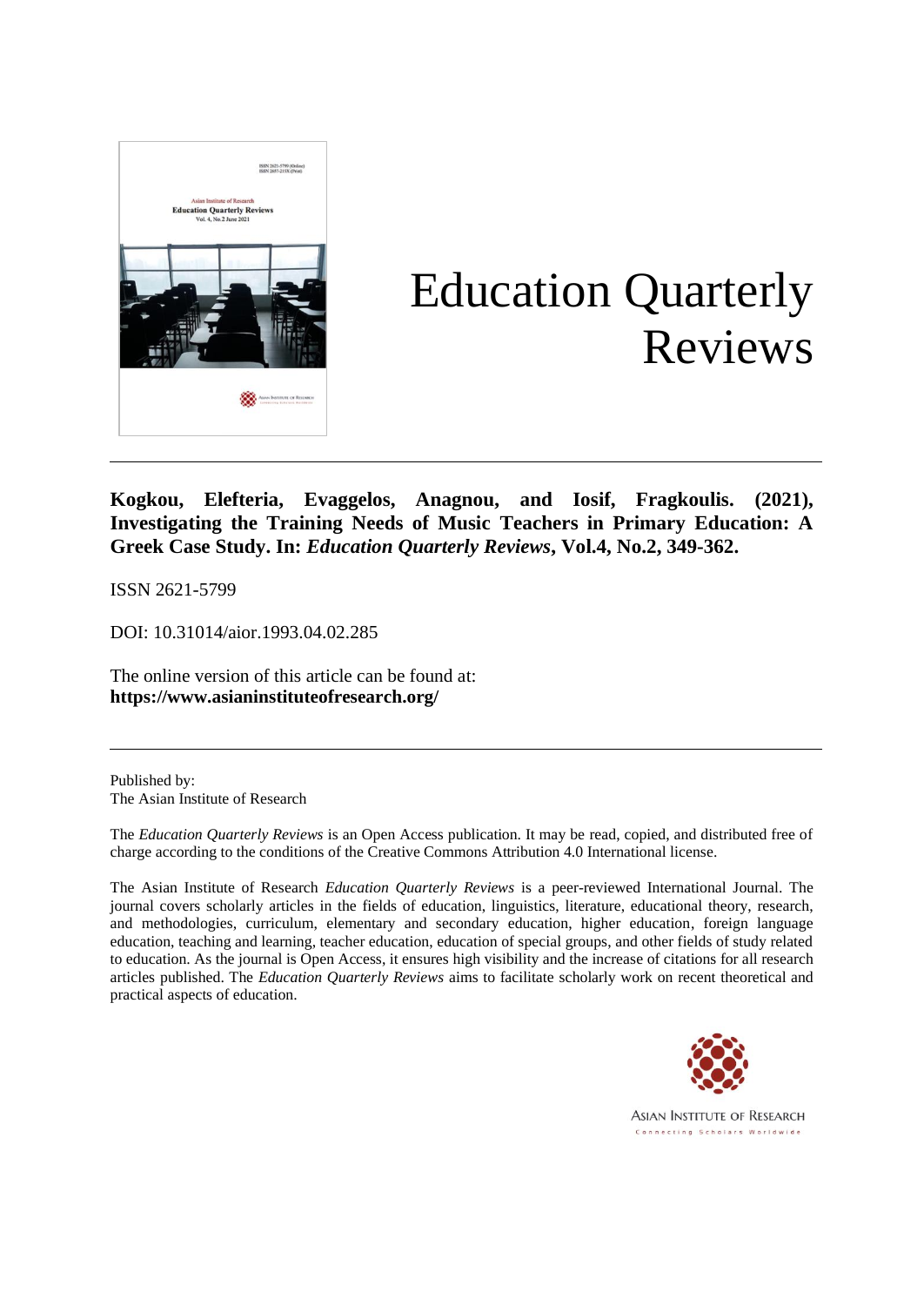# Education Quarterly Reviews

**Kogkou, Elefteria, Evaggelos, Anagnou, and Iosif, Fragkoulis. (2021), Investigating the Training Needs of Music Teachers in Primary Education: A Greek Case Study. In: *Education Quarterly Reviews*, Vol.4, No.2, 349-362.**

ISSN 2621-5799

DOI: 10.31014/aior.1993.04.02.285

The online version of this article can be found at:
**https://www.asianinstituteofresearch.org/**

---

Published by:
The Asian Institute of Research

The *Education Quarterly Reviews* is an Open Access publication. It may be read, copied, and distributed free of charge according to the conditions of the Creative Commons Attribution 4.0 International license.

The Asian Institute of Research *Education Quarterly Reviews* is a peer-reviewed International Journal. The journal covers scholarly articles in the fields of education, linguistics, literature, educational theory, research, and methodologies, curriculum, elementary and secondary education, higher education, foreign language education, teaching and learning, teacher education, education of special groups, and other fields of study related to education. As the journal is Open Access, it ensures high visibility and the increase of citations for all research articles published. The *Education Quarterly Reviews* aims to facilitate scholarly work on recent theoretical and practical aspects of education.

ASIAN INSTITUTE OF RESEARCH
Connecting Scholars Worldwide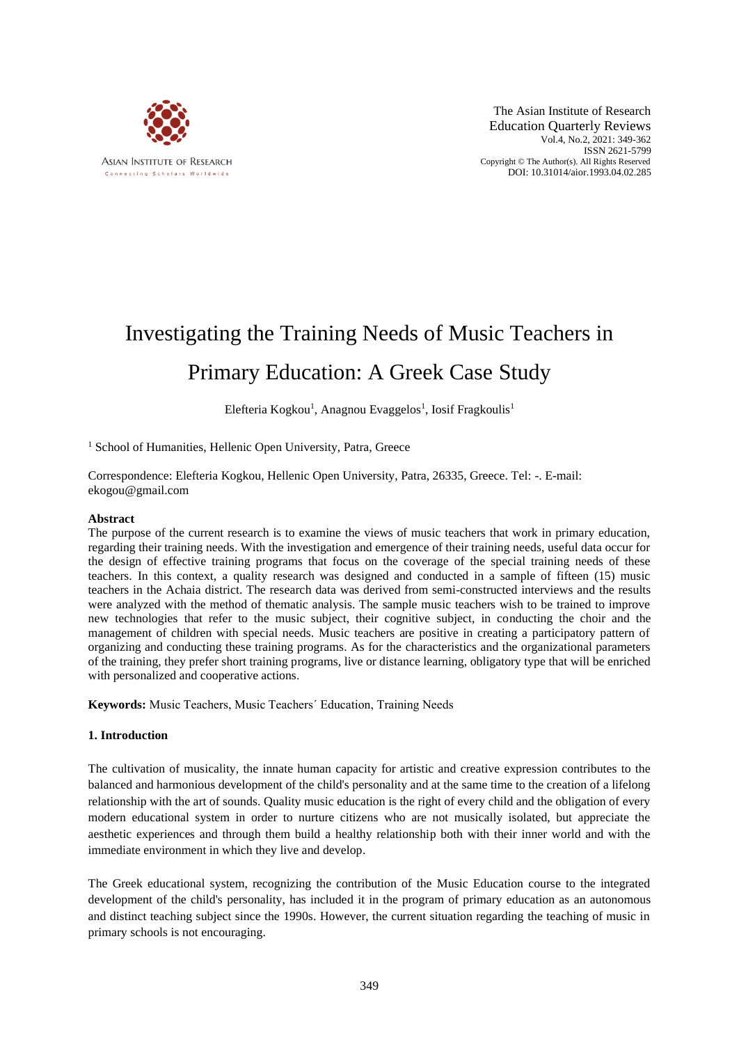# Investigating the Training Needs of Music Teachers in Primary Education: A Greek Case Study

Elefteria Kogkou[1], Anagnou Evaggelos[1], Iosif Fragkoulis[1]

[1] School of Humanities, Hellenic Open University, Patra, Greece

Correspondence: Elefteria Kogkou, Hellenic Open University, Patra, 26335, Greece. Tel: -. E-mail: ekogou@gmail.com

## Abstract

The purpose of the current research is to examine the views of music teachers that work in primary education, regarding their training needs. With the investigation and emergence of their training needs, useful data occur for the design of effective training programs that focus on the coverage of the special training needs of these teachers. In this context, a quality research was designed and conducted in a sample of fifteen (15) music teachers in the Achaia district. The research data was derived from semi-constructed interviews and the results were analyzed with the method of thematic analysis. The sample music teachers wish to be trained to improve new technologies that refer to the music subject, their cognitive subject, in conducting the choir and the management of children with special needs. Music teachers are positive in creating a participatory pattern of organizing and conducting these training programs. As for the characteristics and the organizational parameters of the training, they prefer short training programs, live or distance learning, obligatory type that will be enriched with personalized and cooperative actions.

**Keywords:** Music Teachers, Music Teachers´ Education, Training Needs

## 1. Introduction

The cultivation of musicality, the innate human capacity for artistic and creative expression contributes to the balanced and harmonious development of the child's personality and at the same time to the creation of a lifelong relationship with the art of sounds. Quality music education is the right of every child and the obligation of every modern educational system in order to nurture citizens who are not musically isolated, but appreciate the aesthetic experiences and through them build a healthy relationship both with their inner world and with the immediate environment in which they live and develop.

The Greek educational system, recognizing the contribution of the Music Education course to the integrated development of the child's personality, has included it in the program of primary education as an autonomous and distinct teaching subject since the 1990s. However, the current situation regarding the teaching of music in primary schools is not encouraging.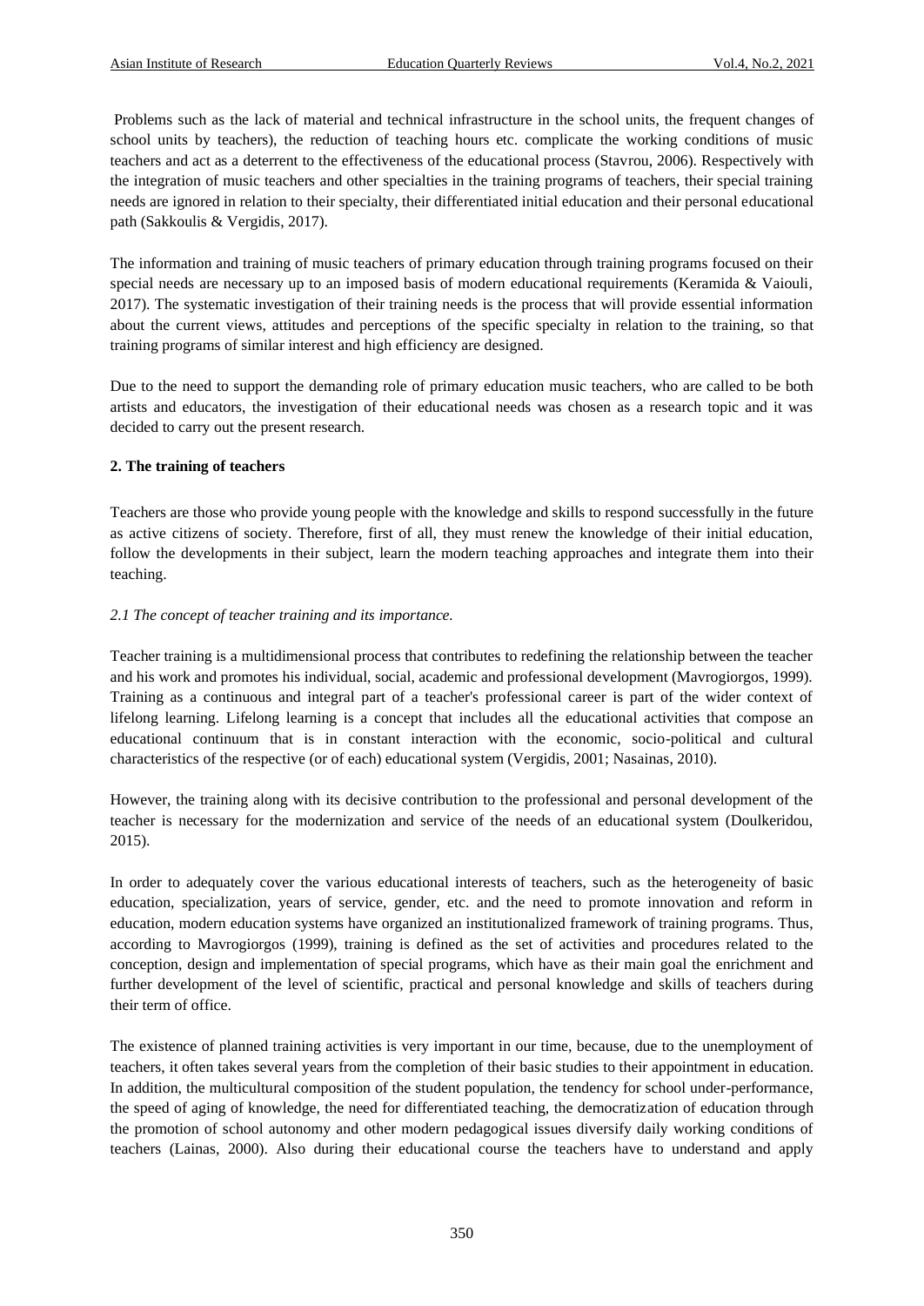Problems such as the lack of material and technical infrastructure in the school units, the frequent changes of school units by teachers), the reduction of teaching hours etc. complicate the working conditions of music teachers and act as a deterrent to the effectiveness of the educational process (Stavrou, 2006). Respectively with the integration of music teachers and other specialties in the training programs of teachers, their special training needs are ignored in relation to their specialty, their differentiated initial education and their personal educational path (Sakkoulis & Vergidis, 2017).

The information and training of music teachers of primary education through training programs focused on their special needs are necessary up to an imposed basis of modern educational requirements (Keramida & Vaiouli, 2017). The systematic investigation of their training needs is the process that will provide essential information about the current views, attitudes and perceptions of the specific specialty in relation to the training, so that training programs of similar interest and high efficiency are designed.

Due to the need to support the demanding role of primary education music teachers, who are called to be both artists and educators, the investigation of their educational needs was chosen as a research topic and it was decided to carry out the present research.

## 2. The training of teachers

Teachers are those who provide young people with the knowledge and skills to respond successfully in the future as active citizens of society. Therefore, first of all, they must renew the knowledge of their initial education, follow the developments in their subject, learn the modern teaching approaches and integrate them into their teaching.

### *2.1 The concept of teacher training and its importance.*

Teacher training is a multidimensional process that contributes to redefining the relationship between the teacher and his work and promotes his individual, social, academic and professional development (Mavrogiorgos, 1999). Training as a continuous and integral part of a teacher's professional career is part of the wider context of lifelong learning. Lifelong learning is a concept that includes all the educational activities that compose an educational continuum that is in constant interaction with the economic, socio-political and cultural characteristics of the respective (or of each) educational system (Vergidis, 2001; Nasainas, 2010).

However, the training along with its decisive contribution to the professional and personal development of the teacher is necessary for the modernization and service of the needs of an educational system (Doulkeridou, 2015).

In order to adequately cover the various educational interests of teachers, such as the heterogeneity of basic education, specialization, years of service, gender, etc. and the need to promote innovation and reform in education, modern education systems have organized an institutionalized framework of training programs. Thus, according to Mavrogiorgos (1999), training is defined as the set of activities and procedures related to the conception, design and implementation of special programs, which have as their main goal the enrichment and further development of the level of scientific, practical and personal knowledge and skills of teachers during their term of office.

The existence of planned training activities is very important in our time, because, due to the unemployment of teachers, it often takes several years from the completion of their basic studies to their appointment in education. In addition, the multicultural composition of the student population, the tendency for school under-performance, the speed of aging of knowledge, the need for differentiated teaching, the democratization of education through the promotion of school autonomy and other modern pedagogical issues diversify daily working conditions of teachers (Lainas, 2000). Also during their educational course the teachers have to understand and apply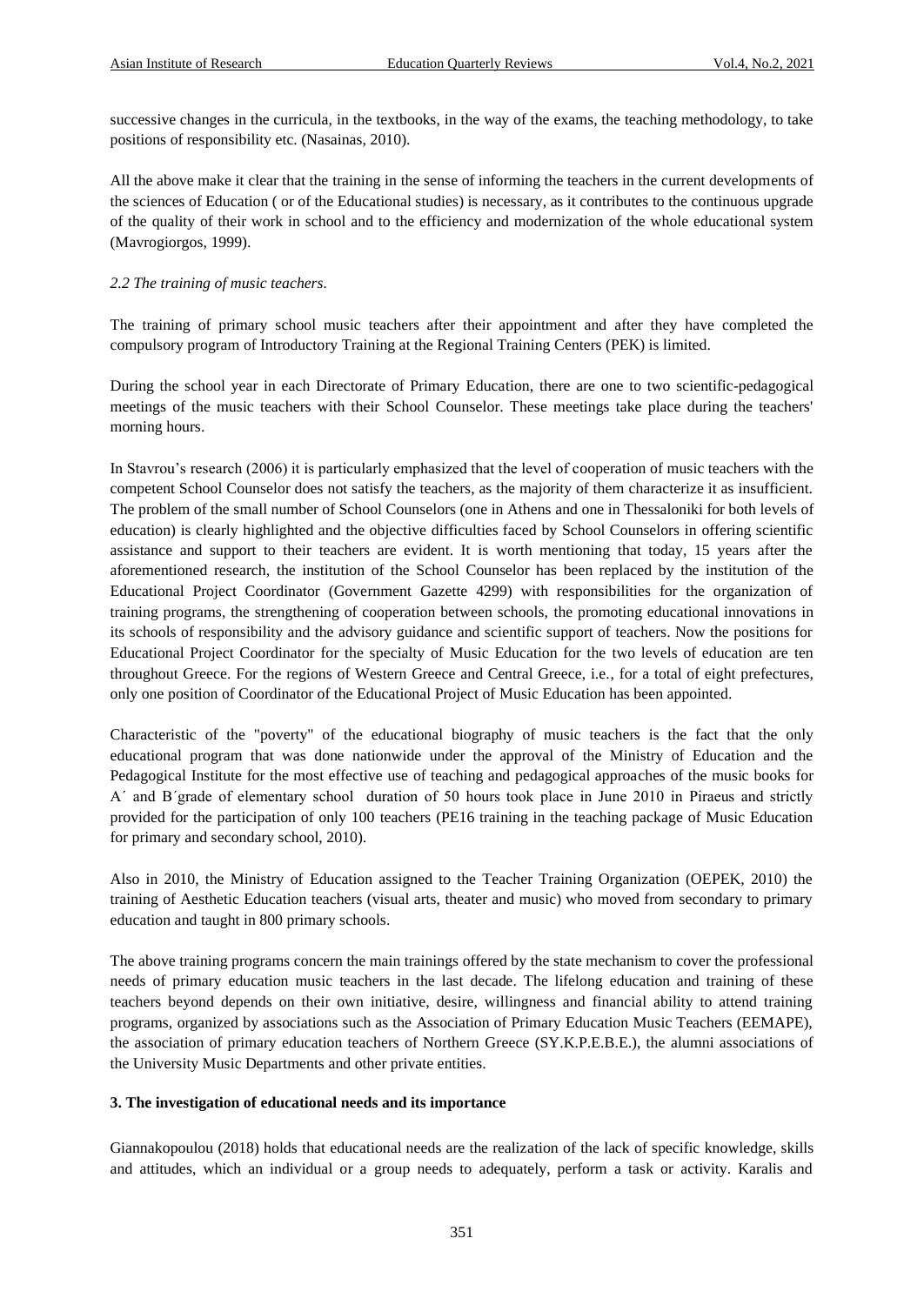successive changes in the curricula, in the textbooks, in the way of the exams, the teaching methodology, to take positions of responsibility etc. (Nasainas, 2010).

All the above make it clear that the training in the sense of informing the teachers in the current developments of the sciences of Education ( or of the Educational studies) is necessary, as it contributes to the continuous upgrade of the quality of their work in school and to the efficiency and modernization of the whole educational system (Mavrogiorgos, 1999).

### *2.2 The training of music teachers.*

The training of primary school music teachers after their appointment and after they have completed the compulsory program of Introductory Training at the Regional Training Centers (PEK) is limited.

During the school year in each Directorate of Primary Education, there are one to two scientific-pedagogical meetings of the music teachers with their School Counselor. These meetings take place during the teachers' morning hours.

In Stavrou's research (2006) it is particularly emphasized that the level of cooperation of music teachers with the competent School Counselor does not satisfy the teachers, as the majority of them characterize it as insufficient. The problem of the small number of School Counselors (one in Athens and one in Thessaloniki for both levels of education) is clearly highlighted and the objective difficulties faced by School Counselors in offering scientific assistance and support to their teachers are evident. It is worth mentioning that today, 15 years after the aforementioned research, the institution of the School Counselor has been replaced by the institution of the Educational Project Coordinator (Government Gazette 4299) with responsibilities for the organization of training programs, the strengthening of cooperation between schools, the promoting educational innovations in its schools of responsibility and the advisory guidance and scientific support of teachers. Now the positions for Educational Project Coordinator for the specialty of Music Education for the two levels of education are ten throughout Greece. For the regions of Western Greece and Central Greece, i.e., for a total of eight prefectures, only one position of Coordinator of the Educational Project of Music Education has been appointed.

Characteristic of the "poverty" of the educational biography of music teachers is the fact that the only educational program that was done nationwide under the approval of the Ministry of Education and the Pedagogical Institute for the most effective use of teaching and pedagogical approaches of the music books for A΄ and B΄grade of elementary school duration of 50 hours took place in June 2010 in Piraeus and strictly provided for the participation of only 100 teachers (PE16 training in the teaching package of Music Education for primary and secondary school, 2010).

Also in 2010, the Ministry of Education assigned to the Teacher Training Organization (OEPEK, 2010) the training of Aesthetic Education teachers (visual arts, theater and music) who moved from secondary to primary education and taught in 800 primary schools.

The above training programs concern the main trainings offered by the state mechanism to cover the professional needs of primary education music teachers in the last decade. The lifelong education and training of these teachers beyond depends on their own initiative, desire, willingness and financial ability to attend training programs, organized by associations such as the Association of Primary Education Music Teachers (EEMAPE), the association of primary education teachers of Northern Greece (SY.K.P.E.B.E.), the alumni associations of the University Music Departments and other private entities.

## 3. The investigation of educational needs and its importance

Giannakopoulou (2018) holds that educational needs are the realization of the lack of specific knowledge, skills and attitudes, which an individual or a group needs to adequately, perform a task or activity. Karalis and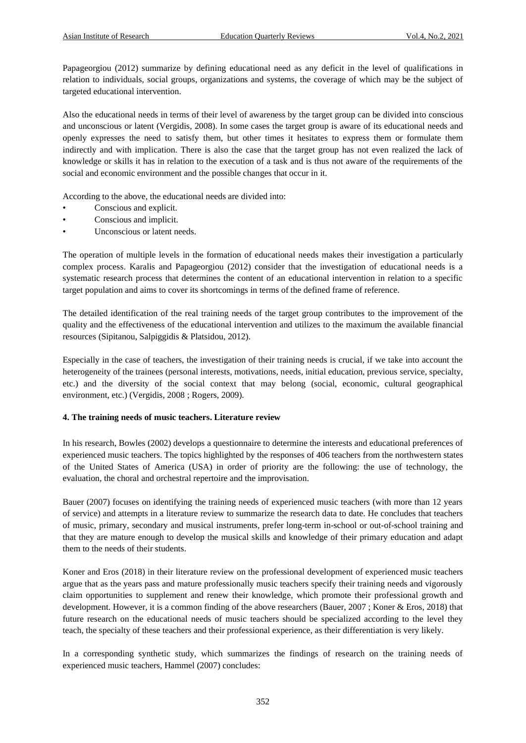Papageorgiou (2012) summarize by defining educational need as any deficit in the level of qualifications in relation to individuals, social groups, organizations and systems, the coverage of which may be the subject of targeted educational intervention.

Also the educational needs in terms of their level of awareness by the target group can be divided into conscious and unconscious or latent (Vergidis, 2008). In some cases the target group is aware of its educational needs and openly expresses the need to satisfy them, but other times it hesitates to express them or formulate them indirectly and with implication. There is also the case that the target group has not even realized the lack of knowledge or skills it has in relation to the execution of a task and is thus not aware of the requirements of the social and economic environment and the possible changes that occur in it.

According to the above, the educational needs are divided into:

- Conscious and explicit.
- Conscious and implicit.
- Unconscious or latent needs.

The operation of multiple levels in the formation of educational needs makes their investigation a particularly complex process. Karalis and Papageorgiou (2012) consider that the investigation of educational needs is a systematic research process that determines the content of an educational intervention in relation to a specific target population and aims to cover its shortcomings in terms of the defined frame of reference.

The detailed identification of the real training needs of the target group contributes to the improvement of the quality and the effectiveness of the educational intervention and utilizes to the maximum the available financial resources (Sipitanou, Salpiggidis & Platsidou, 2012).

Especially in the case of teachers, the investigation of their training needs is crucial, if we take into account the heterogeneity of the trainees (personal interests, motivations, needs, initial education, previous service, specialty, etc.) and the diversity of the social context that may belong (social, economic, cultural geographical environment, etc.) (Vergidis, 2008 ; Rogers, 2009).

## 4. The training needs of music teachers. Literature review

In his research, Bowles (2002) develops a questionnaire to determine the interests and educational preferences of experienced music teachers. The topics highlighted by the responses of 406 teachers from the northwestern states of the United States of America (USA) in order of priority are the following: the use of technology, the evaluation, the choral and orchestral repertoire and the improvisation.

Bauer (2007) focuses on identifying the training needs of experienced music teachers (with more than 12 years of service) and attempts in a literature review to summarize the research data to date. He concludes that teachers of music, primary, secondary and musical instruments, prefer long-term in-school or out-of-school training and that they are mature enough to develop the musical skills and knowledge of their primary education and adapt them to the needs of their students.

Koner and Eros (2018) in their literature review on the professional development of experienced music teachers argue that as the years pass and mature professionally music teachers specify their training needs and vigorously claim opportunities to supplement and renew their knowledge, which promote their professional growth and development. However, it is a common finding of the above researchers (Bauer, 2007 ; Koner & Eros, 2018) that future research on the educational needs of music teachers should be specialized according to the level they teach, the specialty of these teachers and their professional experience, as their differentiation is very likely.

In a corresponding synthetic study, which summarizes the findings of research on the training needs of experienced music teachers, Hammel (2007) concludes: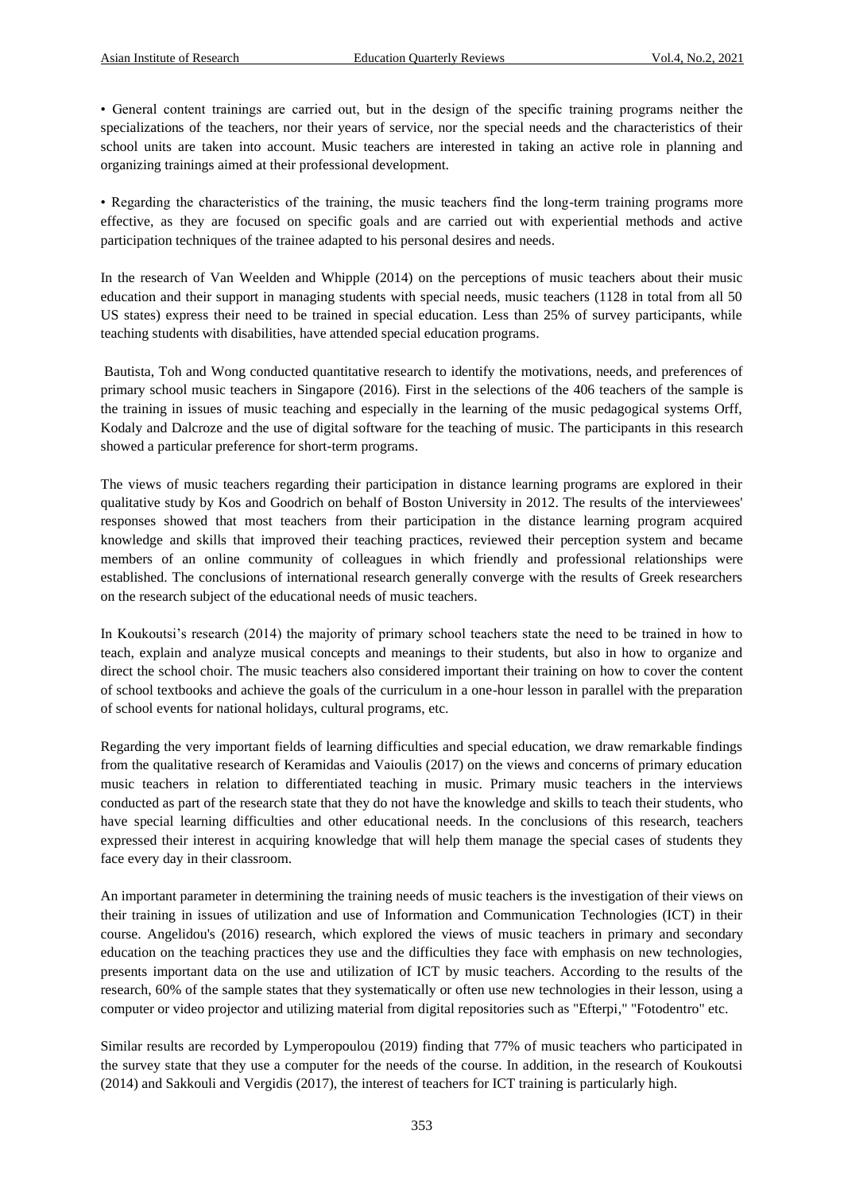- General content trainings are carried out, but in the design of the specific training programs neither the specializations of the teachers, nor their years of service, nor the special needs and the characteristics of their school units are taken into account. Music teachers are interested in taking an active role in planning and organizing trainings aimed at their professional development.

- Regarding the characteristics of the training, the music teachers find the long-term training programs more effective, as they are focused on specific goals and are carried out with experiential methods and active participation techniques of the trainee adapted to his personal desires and needs.

In the research of Van Weelden and Whipple (2014) on the perceptions of music teachers about their music education and their support in managing students with special needs, music teachers (1128 in total from all 50 US states) express their need to be trained in special education. Less than 25% of survey participants, while teaching students with disabilities, have attended special education programs.

Bautista, Toh and Wong conducted quantitative research to identify the motivations, needs, and preferences of primary school music teachers in Singapore (2016). First in the selections of the 406 teachers of the sample is the training in issues of music teaching and especially in the learning of the music pedagogical systems Orff, Kodaly and Dalcroze and the use of digital software for the teaching of music. The participants in this research showed a particular preference for short-term programs.

The views of music teachers regarding their participation in distance learning programs are explored in their qualitative study by Kos and Goodrich on behalf of Boston University in 2012. The results of the interviewees' responses showed that most teachers from their participation in the distance learning program acquired knowledge and skills that improved their teaching practices, reviewed their perception system and became members of an online community of colleagues in which friendly and professional relationships were established. The conclusions of international research generally converge with the results of Greek researchers on the research subject of the educational needs of music teachers.

In Koukoutsi's research (2014) the majority of primary school teachers state the need to be trained in how to teach, explain and analyze musical concepts and meanings to their students, but also in how to organize and direct the school choir. The music teachers also considered important their training on how to cover the content of school textbooks and achieve the goals of the curriculum in a one-hour lesson in parallel with the preparation of school events for national holidays, cultural programs, etc.

Regarding the very important fields of learning difficulties and special education, we draw remarkable findings from the qualitative research of Keramidas and Vaioulis (2017) on the views and concerns of primary education music teachers in relation to differentiated teaching in music. Primary music teachers in the interviews conducted as part of the research state that they do not have the knowledge and skills to teach their students, who have special learning difficulties and other educational needs. In the conclusions of this research, teachers expressed their interest in acquiring knowledge that will help them manage the special cases of students they face every day in their classroom.

An important parameter in determining the training needs of music teachers is the investigation of their views on their training in issues of utilization and use of Information and Communication Technologies (ICT) in their course. Angelidou's (2016) research, which explored the views of music teachers in primary and secondary education on the teaching practices they use and the difficulties they face with emphasis on new technologies, presents important data on the use and utilization of ICT by music teachers. According to the results of the research, 60% of the sample states that they systematically or often use new technologies in their lesson, using a computer or video projector and utilizing material from digital repositories such as "Efterpi," "Fotodentro" etc.

Similar results are recorded by Lymperopoulou (2019) finding that 77% of music teachers who participated in the survey state that they use a computer for the needs of the course. In addition, in the research of Koukoutsi (2014) and Sakkouli and Vergidis (2017), the interest of teachers for ICT training is particularly high.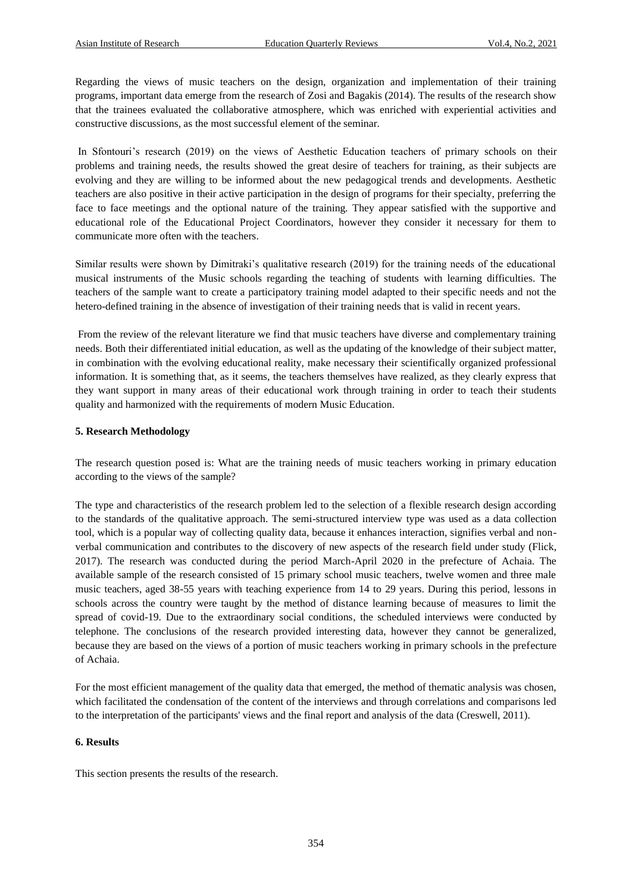Regarding the views of music teachers on the design, organization and implementation of their training programs, important data emerge from the research of Zosi and Bagakis (2014). The results of the research show that the trainees evaluated the collaborative atmosphere, which was enriched with experiential activities and constructive discussions, as the most successful element of the seminar.

In Sfontouri's research (2019) on the views of Aesthetic Education teachers of primary schools on their problems and training needs, the results showed the great desire of teachers for training, as their subjects are evolving and they are willing to be informed about the new pedagogical trends and developments. Aesthetic teachers are also positive in their active participation in the design of programs for their specialty, preferring the face to face meetings and the optional nature of the training. They appear satisfied with the supportive and educational role of the Educational Project Coordinators, however they consider it necessary for them to communicate more often with the teachers.

Similar results were shown by Dimitraki's qualitative research (2019) for the training needs of the educational musical instruments of the Music schools regarding the teaching of students with learning difficulties. The teachers of the sample want to create a participatory training model adapted to their specific needs and not the hetero-defined training in the absence of investigation of their training needs that is valid in recent years.

From the review of the relevant literature we find that music teachers have diverse and complementary training needs. Both their differentiated initial education, as well as the updating of the knowledge of their subject matter, in combination with the evolving educational reality, make necessary their scientifically organized professional information. It is something that, as it seems, the teachers themselves have realized, as they clearly express that they want support in many areas of their educational work through training in order to teach their students quality and harmonized with the requirements of modern Music Education.

## 5. Research Methodology

The research question posed is: What are the training needs of music teachers working in primary education according to the views of the sample?

The type and characteristics of the research problem led to the selection of a flexible research design according to the standards of the qualitative approach. The semi-structured interview type was used as a data collection tool, which is a popular way of collecting quality data, because it enhances interaction, signifies verbal and non-verbal communication and contributes to the discovery of new aspects of the research field under study (Flick, 2017). The research was conducted during the period March-April 2020 in the prefecture of Achaia. The available sample of the research consisted of 15 primary school music teachers, twelve women and three male music teachers, aged 38-55 years with teaching experience from 14 to 29 years. During this period, lessons in schools across the country were taught by the method of distance learning because of measures to limit the spread of covid-19. Due to the extraordinary social conditions, the scheduled interviews were conducted by telephone. The conclusions of the research provided interesting data, however they cannot be generalized, because they are based on the views of a portion of music teachers working in primary schools in the prefecture of Achaia.

For the most efficient management of the quality data that emerged, the method of thematic analysis was chosen, which facilitated the condensation of the content of the interviews and through correlations and comparisons led to the interpretation of the participants' views and the final report and analysis of the data (Creswell, 2011).

## 6. Results

This section presents the results of the research.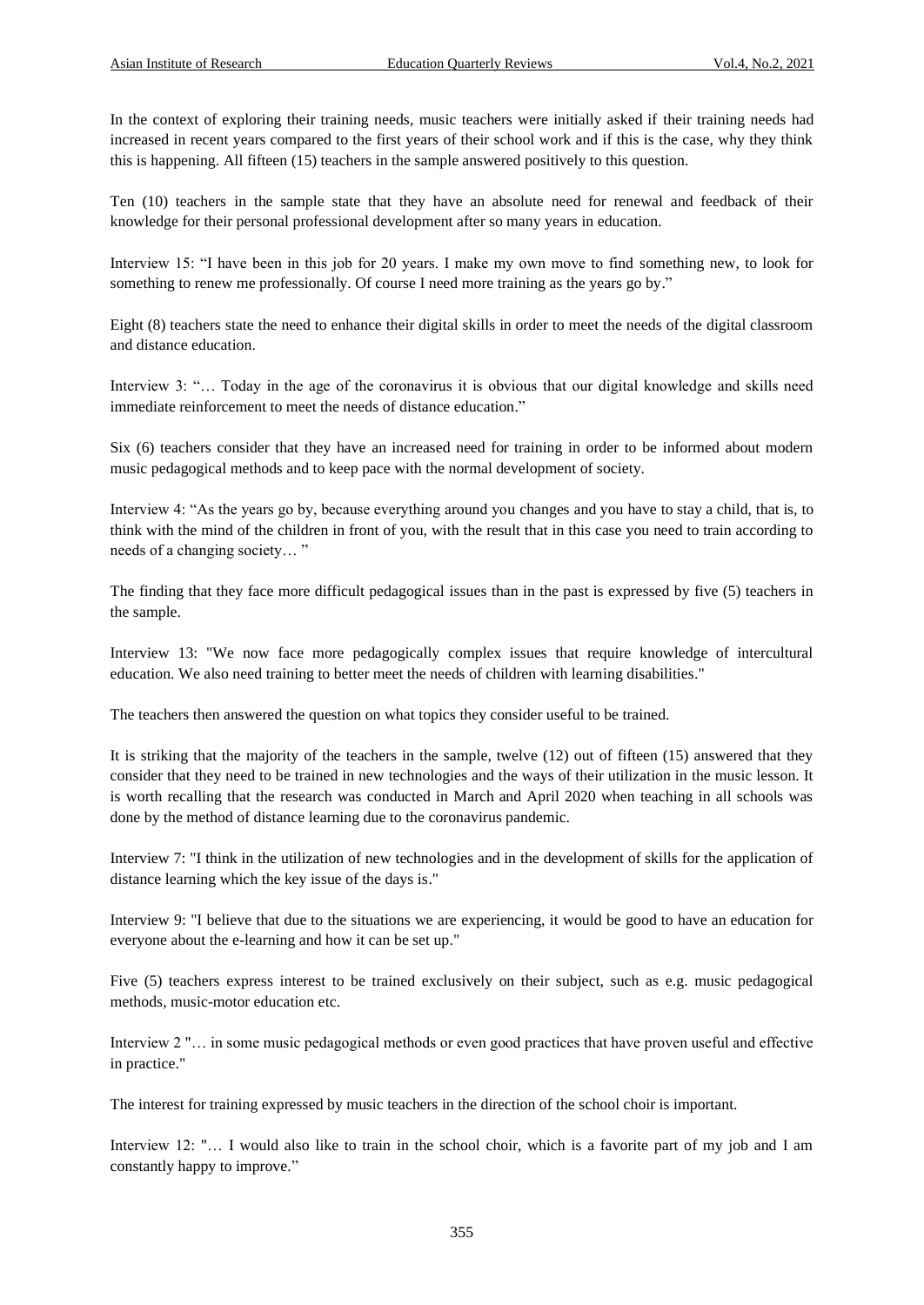In the context of exploring their training needs, music teachers were initially asked if their training needs had increased in recent years compared to the first years of their school work and if this is the case, why they think this is happening. All fifteen (15) teachers in the sample answered positively to this question.

Ten (10) teachers in the sample state that they have an absolute need for renewal and feedback of their knowledge for their personal professional development after so many years in education.

Interview 15: "I have been in this job for 20 years. I make my own move to find something new, to look for something to renew me professionally. Of course I need more training as the years go by."

Eight (8) teachers state the need to enhance their digital skills in order to meet the needs of the digital classroom and distance education.

Interview 3: "… Today in the age of the coronavirus it is obvious that our digital knowledge and skills need immediate reinforcement to meet the needs of distance education."

Six (6) teachers consider that they have an increased need for training in order to be informed about modern music pedagogical methods and to keep pace with the normal development of society.

Interview 4: "As the years go by, because everything around you changes and you have to stay a child, that is, to think with the mind of the children in front of you, with the result that in this case you need to train according to needs of a changing society… "

The finding that they face more difficult pedagogical issues than in the past is expressed by five (5) teachers in the sample.

Interview 13: "We now face more pedagogically complex issues that require knowledge of intercultural education. We also need training to better meet the needs of children with learning disabilities."

The teachers then answered the question on what topics they consider useful to be trained.

It is striking that the majority of the teachers in the sample, twelve (12) out of fifteen (15) answered that they consider that they need to be trained in new technologies and the ways of their utilization in the music lesson. It is worth recalling that the research was conducted in March and April 2020 when teaching in all schools was done by the method of distance learning due to the coronavirus pandemic.

Interview 7: "I think in the utilization of new technologies and in the development of skills for the application of distance learning which the key issue of the days is."

Interview 9: "I believe that due to the situations we are experiencing, it would be good to have an education for everyone about the e-learning and how it can be set up."

Five (5) teachers express interest to be trained exclusively on their subject, such as e.g. music pedagogical methods, music-motor education etc.

Interview 2 "… in some music pedagogical methods or even good practices that have proven useful and effective in practice."

The interest for training expressed by music teachers in the direction of the school choir is important.

Interview 12: "… I would also like to train in the school choir, which is a favorite part of my job and I am constantly happy to improve."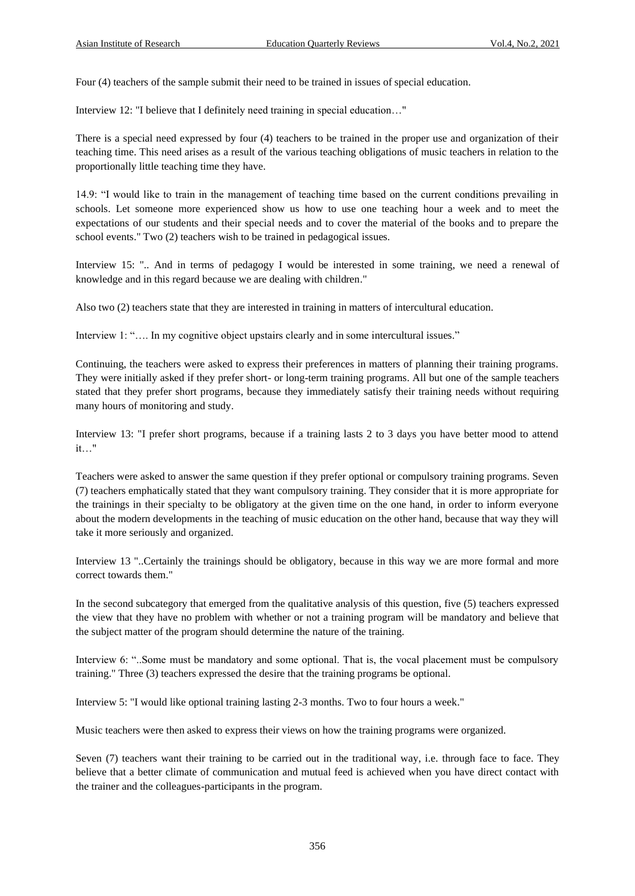Four (4) teachers of the sample submit their need to be trained in issues of special education.

Interview 12: "I believe that I definitely need training in special education…"

There is a special need expressed by four (4) teachers to be trained in the proper use and organization of their teaching time. This need arises as a result of the various teaching obligations of music teachers in relation to the proportionally little teaching time they have.

14.9: "I would like to train in the management of teaching time based on the current conditions prevailing in schools. Let someone more experienced show us how to use one teaching hour a week and to meet the expectations of our students and their special needs and to cover the material of the books and to prepare the school events." Two (2) teachers wish to be trained in pedagogical issues.

Interview 15: ".. And in terms of pedagogy I would be interested in some training, we need a renewal of knowledge and in this regard because we are dealing with children."

Also two (2) teachers state that they are interested in training in matters of intercultural education.

Interview 1: "…. In my cognitive object upstairs clearly and in some intercultural issues."

Continuing, the teachers were asked to express their preferences in matters of planning their training programs. They were initially asked if they prefer short- or long-term training programs. All but one of the sample teachers stated that they prefer short programs, because they immediately satisfy their training needs without requiring many hours of monitoring and study.

Interview 13: "I prefer short programs, because if a training lasts 2 to 3 days you have better mood to attend it…"

Teachers were asked to answer the same question if they prefer optional or compulsory training programs. Seven (7) teachers emphatically stated that they want compulsory training. They consider that it is more appropriate for the trainings in their specialty to be obligatory at the given time on the one hand, in order to inform everyone about the modern developments in the teaching of music education on the other hand, because that way they will take it more seriously and organized.

Interview 13 "..Certainly the trainings should be obligatory, because in this way we are more formal and more correct towards them."

In the second subcategory that emerged from the qualitative analysis of this question, five (5) teachers expressed the view that they have no problem with whether or not a training program will be mandatory and believe that the subject matter of the program should determine the nature of the training.

Interview 6: "..Some must be mandatory and some optional. That is, the vocal placement must be compulsory training." Three (3) teachers expressed the desire that the training programs be optional.

Interview 5: "I would like optional training lasting 2-3 months. Two to four hours a week."

Music teachers were then asked to express their views on how the training programs were organized.

Seven (7) teachers want their training to be carried out in the traditional way, i.e. through face to face. They believe that a better climate of communication and mutual feed is achieved when you have direct contact with the trainer and the colleagues-participants in the program.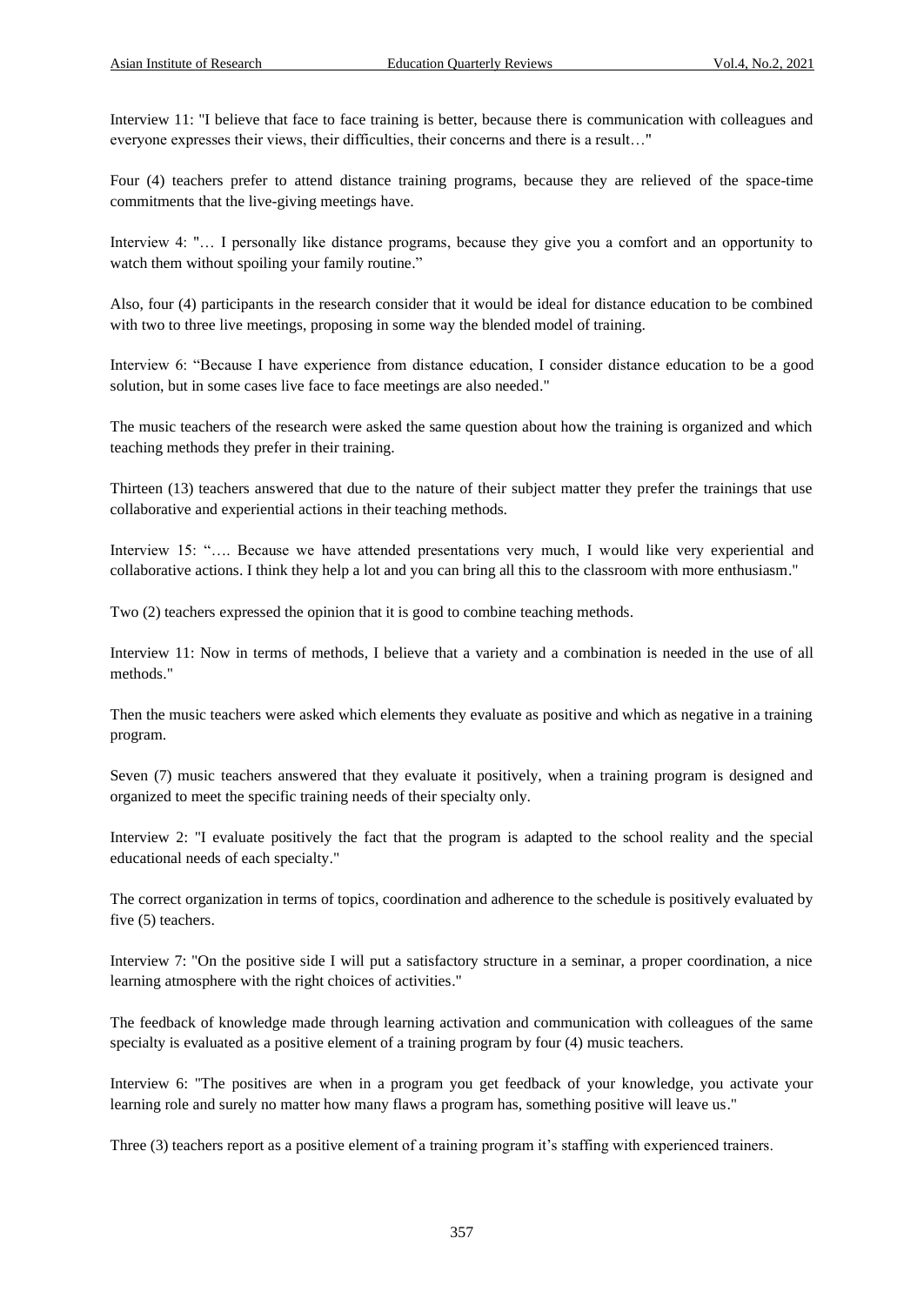Interview 11: "I believe that face to face training is better, because there is communication with colleagues and everyone expresses their views, their difficulties, their concerns and there is a result…"

Four (4) teachers prefer to attend distance training programs, because they are relieved of the space-time commitments that the live-giving meetings have.

Interview 4: "… I personally like distance programs, because they give you a comfort and an opportunity to watch them without spoiling your family routine."

Also, four (4) participants in the research consider that it would be ideal for distance education to be combined with two to three live meetings, proposing in some way the blended model of training.

Interview 6: "Because I have experience from distance education, I consider distance education to be a good solution, but in some cases live face to face meetings are also needed."

The music teachers of the research were asked the same question about how the training is organized and which teaching methods they prefer in their training.

Thirteen (13) teachers answered that due to the nature of their subject matter they prefer the trainings that use collaborative and experiential actions in their teaching methods.

Interview 15: "…. Because we have attended presentations very much, I would like very experiential and collaborative actions. I think they help a lot and you can bring all this to the classroom with more enthusiasm."

Two (2) teachers expressed the opinion that it is good to combine teaching methods.

Interview 11: Now in terms of methods, I believe that a variety and a combination is needed in the use of all methods."

Then the music teachers were asked which elements they evaluate as positive and which as negative in a training program.

Seven (7) music teachers answered that they evaluate it positively, when a training program is designed and organized to meet the specific training needs of their specialty only.

Interview 2: "I evaluate positively the fact that the program is adapted to the school reality and the special educational needs of each specialty."

The correct organization in terms of topics, coordination and adherence to the schedule is positively evaluated by five (5) teachers.

Interview 7: "On the positive side I will put a satisfactory structure in a seminar, a proper coordination, a nice learning atmosphere with the right choices of activities."

The feedback of knowledge made through learning activation and communication with colleagues of the same specialty is evaluated as a positive element of a training program by four (4) music teachers.

Interview 6: "The positives are when in a program you get feedback of your knowledge, you activate your learning role and surely no matter how many flaws a program has, something positive will leave us."

Three (3) teachers report as a positive element of a training program it's staffing with experienced trainers.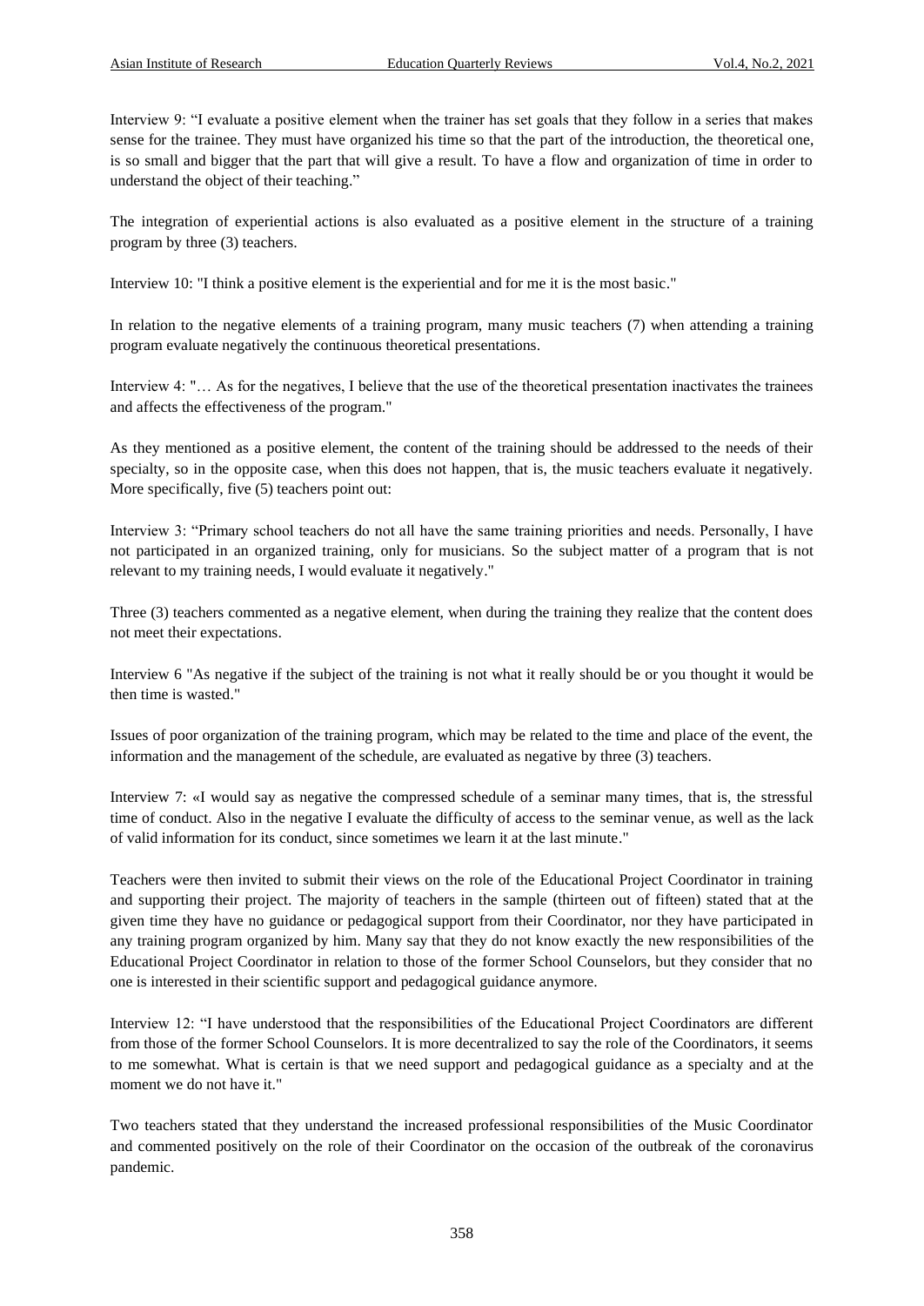Interview 9: "I evaluate a positive element when the trainer has set goals that they follow in a series that makes sense for the trainee. They must have organized his time so that the part of the introduction, the theoretical one, is so small and bigger that the part that will give a result. To have a flow and organization of time in order to understand the object of their teaching."

The integration of experiential actions is also evaluated as a positive element in the structure of a training program by three (3) teachers.

Interview 10: "I think a positive element is the experiential and for me it is the most basic."

In relation to the negative elements of a training program, many music teachers (7) when attending a training program evaluate negatively the continuous theoretical presentations.

Interview 4: "… As for the negatives, I believe that the use of the theoretical presentation inactivates the trainees and affects the effectiveness of the program."

As they mentioned as a positive element, the content of the training should be addressed to the needs of their specialty, so in the opposite case, when this does not happen, that is, the music teachers evaluate it negatively. More specifically, five (5) teachers point out:

Interview 3: "Primary school teachers do not all have the same training priorities and needs. Personally, I have not participated in an organized training, only for musicians. So the subject matter of a program that is not relevant to my training needs, I would evaluate it negatively."

Three (3) teachers commented as a negative element, when during the training they realize that the content does not meet their expectations.

Interview 6 "As negative if the subject of the training is not what it really should be or you thought it would be then time is wasted."

Issues of poor organization of the training program, which may be related to the time and place of the event, the information and the management of the schedule, are evaluated as negative by three (3) teachers.

Interview 7: «I would say as negative the compressed schedule of a seminar many times, that is, the stressful time of conduct. Also in the negative I evaluate the difficulty of access to the seminar venue, as well as the lack of valid information for its conduct, since sometimes we learn it at the last minute."

Teachers were then invited to submit their views on the role of the Educational Project Coordinator in training and supporting their project. The majority of teachers in the sample (thirteen out of fifteen) stated that at the given time they have no guidance or pedagogical support from their Coordinator, nor they have participated in any training program organized by him. Many say that they do not know exactly the new responsibilities of the Educational Project Coordinator in relation to those of the former School Counselors, but they consider that no one is interested in their scientific support and pedagogical guidance anymore.

Interview 12: "I have understood that the responsibilities of the Educational Project Coordinators are different from those of the former School Counselors. It is more decentralized to say the role of the Coordinators, it seems to me somewhat. What is certain is that we need support and pedagogical guidance as a specialty and at the moment we do not have it."

Two teachers stated that they understand the increased professional responsibilities of the Music Coordinator and commented positively on the role of their Coordinator on the occasion of the outbreak of the coronavirus pandemic.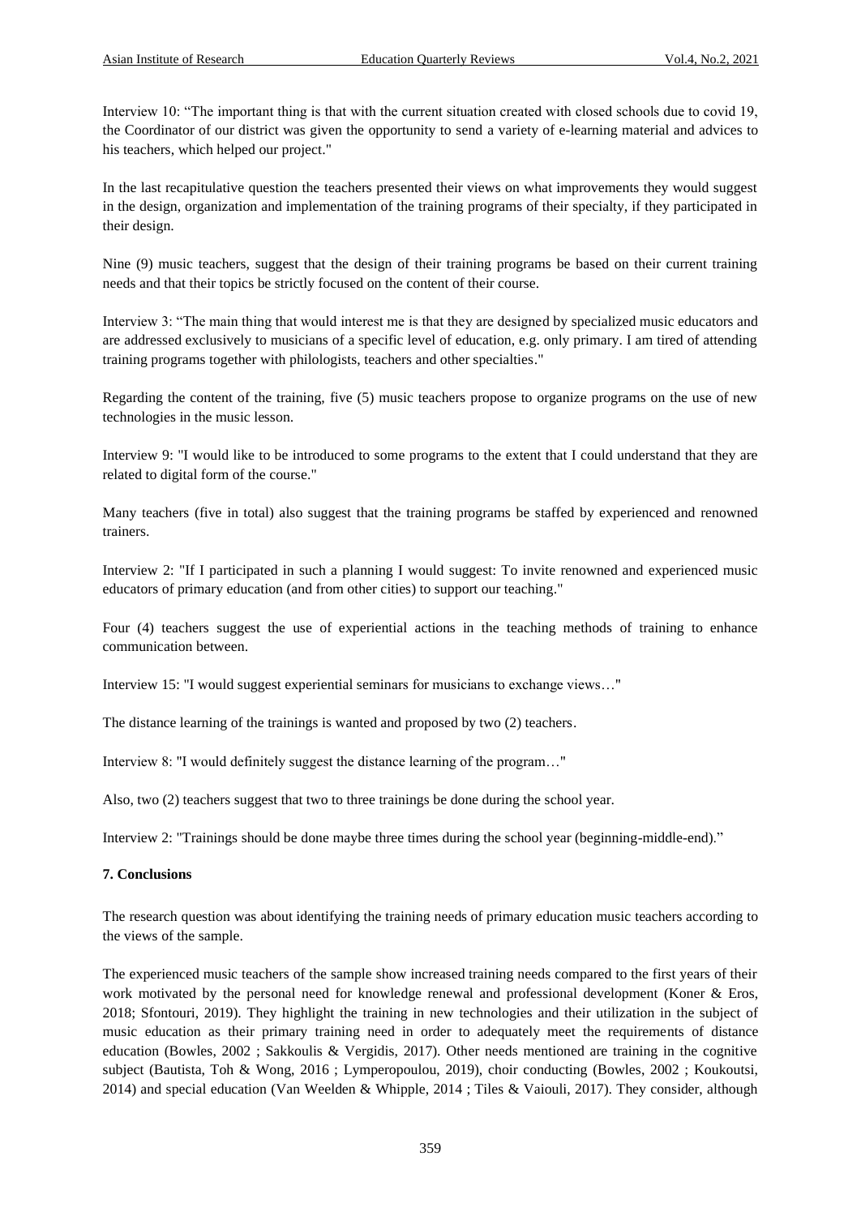Interview 10: “The important thing is that with the current situation created with closed schools due to covid 19, the Coordinator of our district was given the opportunity to send a variety of e-learning material and advices to his teachers, which helped our project."

In the last recapitulative question the teachers presented their views on what improvements they would suggest in the design, organization and implementation of the training programs of their specialty, if they participated in their design.

Nine (9) music teachers, suggest that the design of their training programs be based on their current training needs and that their topics be strictly focused on the content of their course.

Interview 3: “The main thing that would interest me is that they are designed by specialized music educators and are addressed exclusively to musicians of a specific level of education, e.g. only primary. I am tired of attending training programs together with philologists, teachers and other specialties."

Regarding the content of the training, five (5) music teachers propose to organize programs on the use of new technologies in the music lesson.

Interview 9: "I would like to be introduced to some programs to the extent that I could understand that they are related to digital form of the course."

Many teachers (five in total) also suggest that the training programs be staffed by experienced and renowned trainers.

Interview 2: "If I participated in such a planning I would suggest: To invite renowned and experienced music educators of primary education (and from other cities) to support our teaching."

Four (4) teachers suggest the use of experiential actions in the teaching methods of training to enhance communication between.

Interview 15: "I would suggest experiential seminars for musicians to exchange views…"

The distance learning of the trainings is wanted and proposed by two (2) teachers.

Interview 8: "I would definitely suggest the distance learning of the program…"

Also, two (2) teachers suggest that two to three trainings be done during the school year.

Interview 2: "Trainings should be done maybe three times during the school year (beginning-middle-end).”

## 7. Conclusions

The research question was about identifying the training needs of primary education music teachers according to the views of the sample.

The experienced music teachers of the sample show increased training needs compared to the first years of their work motivated by the personal need for knowledge renewal and professional development (Koner & Eros, 2018; Sfontouri, 2019). They highlight the training in new technologies and their utilization in the subject of music education as their primary training need in order to adequately meet the requirements of distance education (Bowles, 2002 ; Sakkoulis & Vergidis, 2017). Other needs mentioned are training in the cognitive subject (Bautista, Toh & Wong, 2016 ; Lymperopoulou, 2019), choir conducting (Bowles, 2002 ; Koukoutsi, 2014) and special education (Van Weelden & Whipple, 2014 ; Tiles & Vaiouli, 2017). They consider, although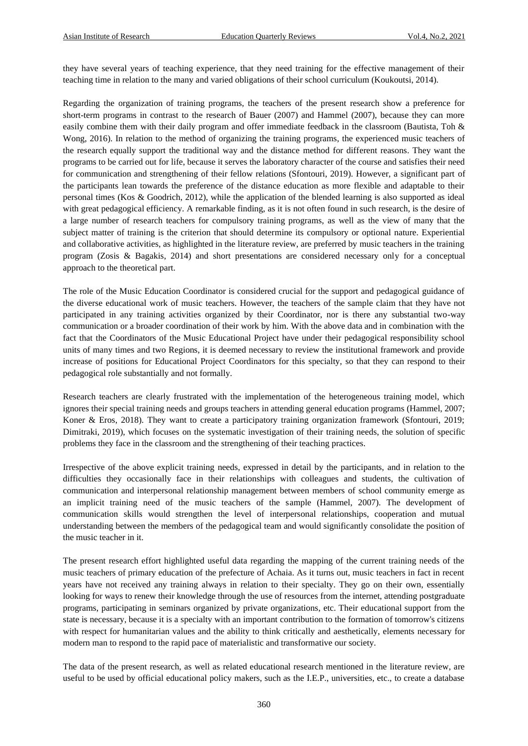they have several years of teaching experience, that they need training for the effective management of their teaching time in relation to the many and varied obligations of their school curriculum (Koukoutsi, 2014).

Regarding the organization of training programs, the teachers of the present research show a preference for short-term programs in contrast to the research of Bauer (2007) and Hammel (2007), because they can more easily combine them with their daily program and offer immediate feedback in the classroom (Bautista, Toh & Wong, 2016). In relation to the method of organizing the training programs, the experienced music teachers of the research equally support the traditional way and the distance method for different reasons. They want the programs to be carried out for life, because it serves the laboratory character of the course and satisfies their need for communication and strengthening of their fellow relations (Sfontouri, 2019). However, a significant part of the participants lean towards the preference of the distance education as more flexible and adaptable to their personal times (Kos & Goodrich, 2012), while the application of the blended learning is also supported as ideal with great pedagogical efficiency. A remarkable finding, as it is not often found in such research, is the desire of a large number of research teachers for compulsory training programs, as well as the view of many that the subject matter of training is the criterion that should determine its compulsory or optional nature. Experiential and collaborative activities, as highlighted in the literature review, are preferred by music teachers in the training program (Zosis & Bagakis, 2014) and short presentations are considered necessary only for a conceptual approach to the theoretical part.

The role of the Music Education Coordinator is considered crucial for the support and pedagogical guidance of the diverse educational work of music teachers. However, the teachers of the sample claim that they have not participated in any training activities organized by their Coordinator, nor is there any substantial two-way communication or a broader coordination of their work by him. With the above data and in combination with the fact that the Coordinators of the Music Educational Project have under their pedagogical responsibility school units of many times and two Regions, it is deemed necessary to review the institutional framework and provide increase of positions for Educational Project Coordinators for this specialty, so that they can respond to their pedagogical role substantially and not formally.

Research teachers are clearly frustrated with the implementation of the heterogeneous training model, which ignores their special training needs and groups teachers in attending general education programs (Hammel, 2007; Koner & Eros, 2018). They want to create a participatory training organization framework (Sfontouri, 2019; Dimitraki, 2019), which focuses on the systematic investigation of their training needs, the solution of specific problems they face in the classroom and the strengthening of their teaching practices.

Irrespective of the above explicit training needs, expressed in detail by the participants, and in relation to the difficulties they occasionally face in their relationships with colleagues and students, the cultivation of communication and interpersonal relationship management between members of school community emerge as an implicit training need of the music teachers of the sample (Hammel, 2007). The development of communication skills would strengthen the level of interpersonal relationships, cooperation and mutual understanding between the members of the pedagogical team and would significantly consolidate the position of the music teacher in it.

The present research effort highlighted useful data regarding the mapping of the current training needs of the music teachers of primary education of the prefecture of Achaia. As it turns out, music teachers in fact in recent years have not received any training always in relation to their specialty. They go on their own, essentially looking for ways to renew their knowledge through the use of resources from the internet, attending postgraduate programs, participating in seminars organized by private organizations, etc. Their educational support from the state is necessary, because it is a specialty with an important contribution to the formation of tomorrow's citizens with respect for humanitarian values and the ability to think critically and aesthetically, elements necessary for modern man to respond to the rapid pace of materialistic and transformative our society.

The data of the present research, as well as related educational research mentioned in the literature review, are useful to be used by official educational policy makers, such as the I.E.P., universities, etc., to create a database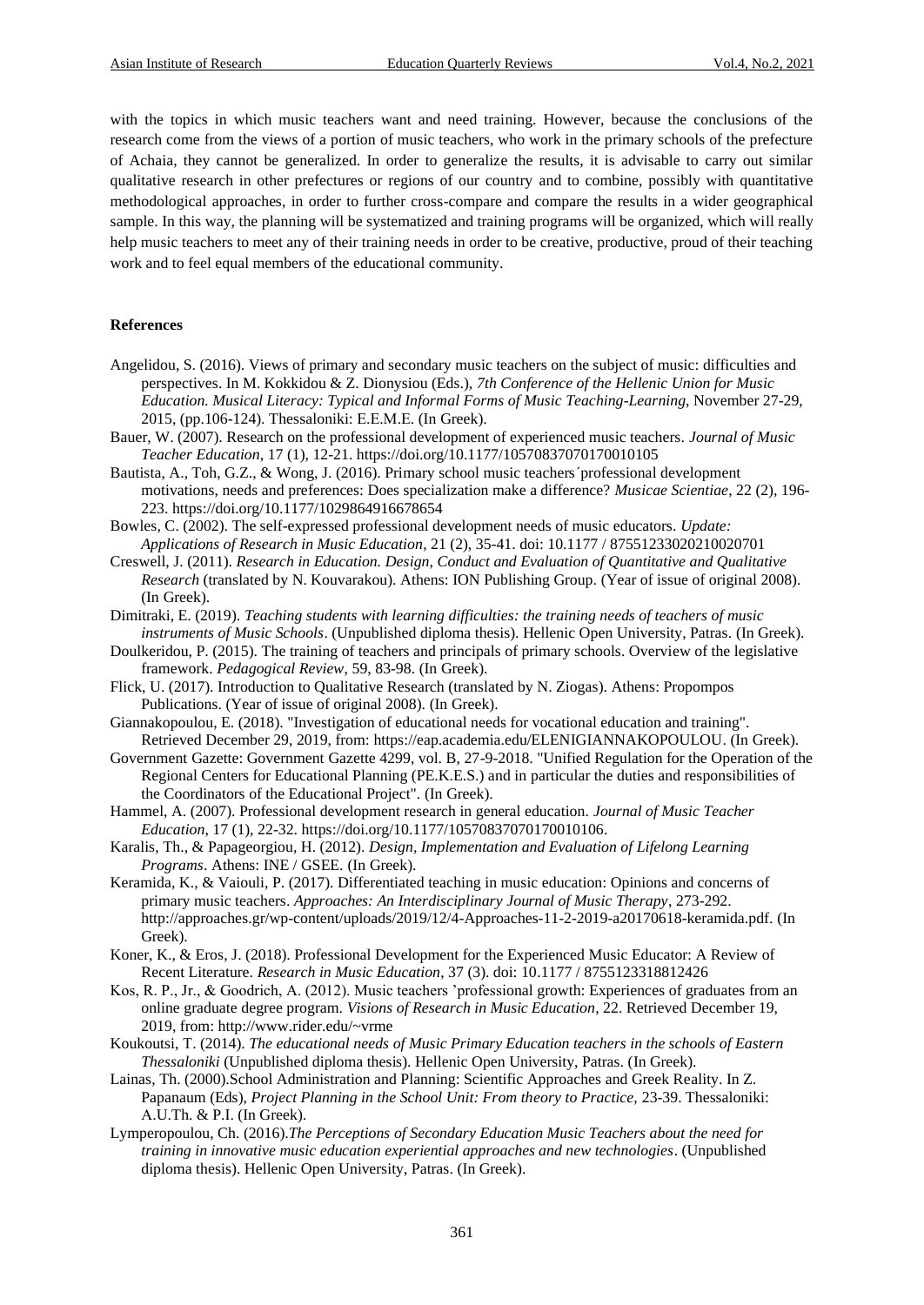with the topics in which music teachers want and need training. However, because the conclusions of the research come from the views of a portion of music teachers, who work in the primary schools of the prefecture of Achaia, they cannot be generalized. In order to generalize the results, it is advisable to carry out similar qualitative research in other prefectures or regions of our country and to combine, possibly with quantitative methodological approaches, in order to further cross-compare and compare the results in a wider geographical sample. In this way, the planning will be systematized and training programs will be organized, which will really help music teachers to meet any of their training needs in order to be creative, productive, proud of their teaching work and to feel equal members of the educational community.

**References**

Angelidou, S. (2016). Views of primary and secondary music teachers on the subject of music: difficulties and perspectives. In M. Kokkidou & Z. Dionysiou (Eds.), *7th Conference of the Hellenic Union for Music Education. Musical Literacy: Typical and Informal Forms of Music Teaching-Learning*, November 27-29, 2015, (pp.106-124). Thessaloniki: E.E.M.E. (In Greek).

Bauer, W. (2007). Research on the professional development of experienced music teachers. *Journal of Music Teacher Education*, 17 (1), 12-21. https://doi.org/10.1177/10570837070170010105

Bautista, A., Toh, G.Z., & Wong, J. (2016). Primary school music teachers´professional development motivations, needs and preferences: Does specialization make a difference? *Musicae Scientiae*, 22 (2), 196-223. https://doi.org/10.1177/1029864916678654

Bowles, C. (2002). The self-expressed professional development needs of music educators. *Update: Applications of Research in Music Education*, 21 (2), 35-41. doi: 10.1177 / 87551233020210020701

Creswell, J. (2011). *Research in Education. Design, Conduct and Evaluation of Quantitative and Qualitative Research* (translated by N. Kouvarakou). Athens: ION Publishing Group. (Year of issue of original 2008). (In Greek).

Dimitraki, E. (2019). *Teaching students with learning difficulties: the training needs of teachers of music instruments of Music Schools*. (Unpublished diploma thesis). Hellenic Open University, Patras. (In Greek).

Doulkeridou, P. (2015). The training of teachers and principals of primary schools. Overview of the legislative framework. *Pedagogical Review*, 59, 83-98. (In Greek).

Flick, U. (2017). Introduction to Qualitative Research (translated by N. Ziogas). Athens: Propompos Publications. (Year of issue of original 2008). (In Greek).

Giannakopoulou, E. (2018). "Investigation of educational needs for vocational education and training". Retrieved December 29, 2019, from: https://eap.academia.edu/ELENIGIANNAKOPOULOU. (In Greek).

Government Gazette: Government Gazette 4299, vol. B, 27-9-2018. "Unified Regulation for the Operation of the Regional Centers for Educational Planning (PE.K.E.S.) and in particular the duties and responsibilities of the Coordinators of the Educational Project". (In Greek).

Hammel, A. (2007). Professional development research in general education. *Journal of Music Teacher Education*, 17 (1), 22-32. https://doi.org/10.1177/10570837070170010106.

Karalis, Th., & Papageorgiou, H. (2012). *Design, Implementation and Evaluation of Lifelong Learning Programs*. Athens: INE / GSEE. (In Greek).

Keramida, K., & Vaiouli, P. (2017). Differentiated teaching in music education: Opinions and concerns of primary music teachers. *Approaches: An Interdisciplinary Journal of Music Therapy*, 273-292. http://approaches.gr/wp-content/uploads/2019/12/4-Approaches-11-2-2019-a20170618-keramida.pdf. (In Greek).

Koner, K., & Eros, J. (2018). Professional Development for the Experienced Music Educator: A Review of Recent Literature. *Research in Music Education*, 37 (3). doi: 10.1177 / 8755123318812426

Kos, R. P., Jr., & Goodrich, A. (2012). Music teachers 'professional growth: Experiences of graduates from an online graduate degree program. *Visions of Research in Music Education*, 22. Retrieved December 19, 2019, from: http://www.rider.edu/~vrme

Koukoutsi, T. (2014). *The educational needs of Music Primary Education teachers in the schools of Eastern Thessaloniki* (Unpublished diploma thesis). Hellenic Open University, Patras. (In Greek).

Lainas, Th. (2000).School Administration and Planning: Scientific Approaches and Greek Reality. In Z. Papanaum (Eds), *Project Planning in the School Unit: From theory to Practice*, 23-39. Thessaloniki: A.U.Th. & P.I. (In Greek).

Lymperopoulou, Ch. (2016).*The Perceptions of Secondary Education Music Teachers about the need for training in innovative music education experiential approaches and new technologies*. (Unpublished diploma thesis). Hellenic Open University, Patras. (In Greek).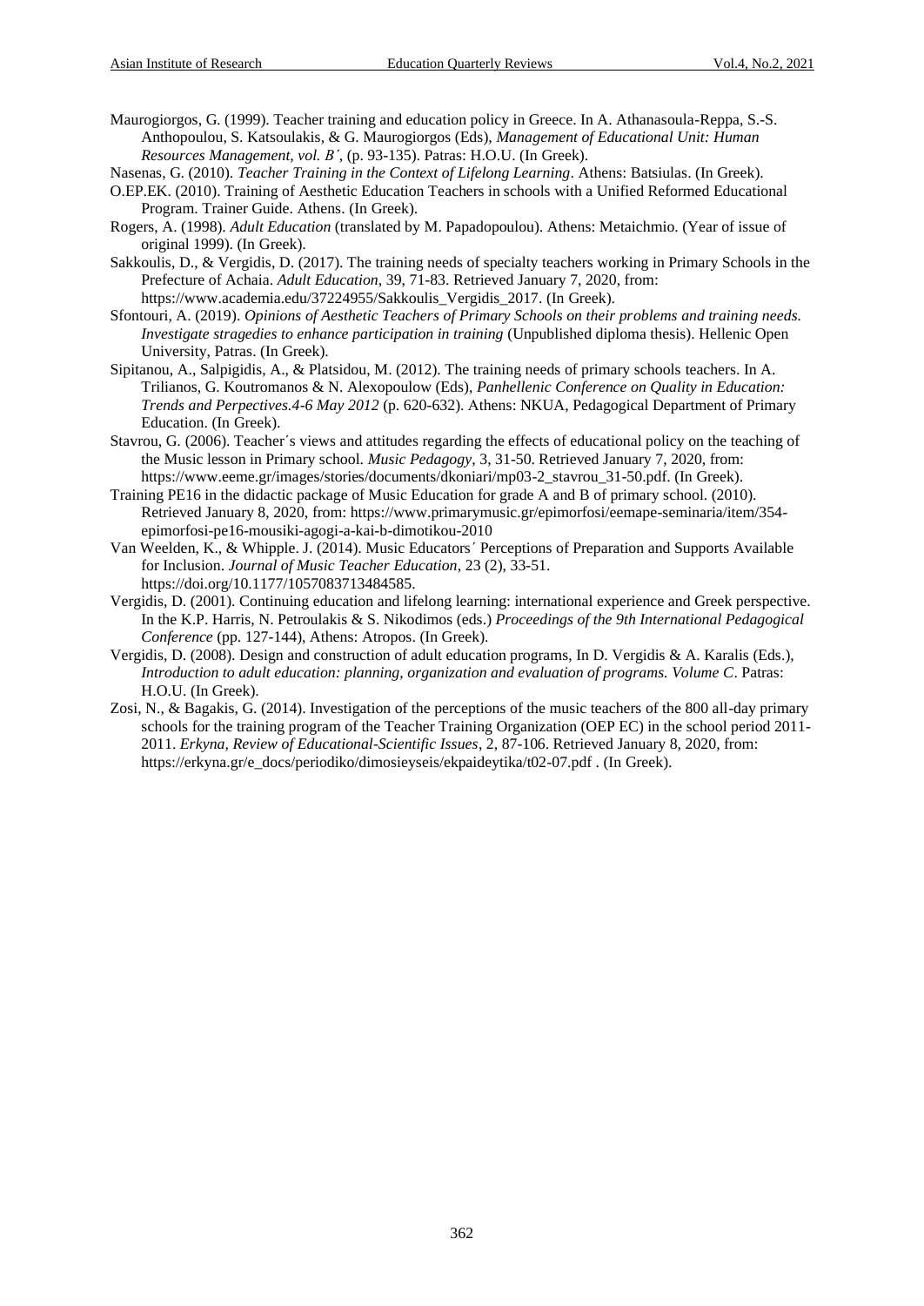Maurogiorgos, G. (1999). Teacher training and education policy in Greece. In A. Athanasoula-Reppa, S.-S. Anthopoulou, S. Katsoulakis, & G. Maurogiorgos (Eds), *Management of Educational Unit: Human Resources Management, vol. B΄*, (p. 93-135). Patras: H.O.U. (In Greek).

Nasenas, G. (2010). *Teacher Training in the Context of Lifelong Learning*. Athens: Batsiulas. (In Greek).

O.EP.EK. (2010). Training of Aesthetic Education Teachers in schools with a Unified Reformed Educational Program. Trainer Guide. Athens. (In Greek).

Rogers, A. (1998). *Adult Education* (translated by M. Papadopoulou). Athens: Metaichmio. (Year of issue of original 1999). (In Greek).

Sakkoulis, D., & Vergidis, D. (2017). The training needs of specialty teachers working in Primary Schools in the Prefecture of Achaia. *Adult Education*, 39, 71-83. Retrieved January 7, 2020, from: https://www.academia.edu/37224955/Sakkoulis_Vergidis_2017. (In Greek).

Sfontouri, A. (2019). *Opinions of Aesthetic Teachers of Primary Schools on their problems and training needs. Investigate stragedies to enhance participation in training* (Unpublished diploma thesis). Hellenic Open University, Patras. (In Greek).

Sipitanou, A., Salpigidis, A., & Platsidou, M. (2012). The training needs of primary schools teachers. In A. Trilianos, G. Koutromanos & N. Alexopoulow (Eds), *Panhellenic Conference on Quality in Education: Trends and Perpectives.4-6 May 2012* (p. 620-632). Athens: NKUA, Pedagogical Department of Primary Education. (In Greek).

Stavrou, G. (2006). Teacher΄s views and attitudes regarding the effects of educational policy on the teaching of the Music lesson in Primary school. *Music Pedagogy*, 3, 31-50. Retrieved January 7, 2020, from: https://www.eeme.gr/images/stories/documents/dkoniari/mp03-2_stavrou_31-50.pdf. (In Greek).

Training PE16 in the didactic package of Music Education for grade A and B of primary school. (2010). Retrieved January 8, 2020, from: https://www.primarymusic.gr/epimorfosi/eemape-seminaria/item/354-epimorfosi-pe16-mousiki-agogi-a-kai-b-dimotikou-2010

Van Weelden, K., & Whipple. J. (2014). Music Educators΄ Perceptions of Preparation and Supports Available for Inclusion. *Journal of Music Teacher Education*, 23 (2), 33-51. https://doi.org/10.1177/1057083713484585.

Vergidis, D. (2001). Continuing education and lifelong learning: international experience and Greek perspective. In the K.P. Harris, N. Petroulakis & S. Nikodimos (eds.) *Proceedings of the 9th International Pedagogical Conference* (pp. 127-144), Athens: Atropos. (In Greek).

Vergidis, D. (2008). Design and construction of adult education programs, In D. Vergidis & A. Karalis (Eds.), *Introduction to adult education: planning, organization and evaluation of programs. Volume C*. Patras: H.O.U. (In Greek).

Zosi, N., & Bagakis, G. (2014). Investigation of the perceptions of the music teachers of the 800 all-day primary schools for the training program of the Teacher Training Organization (OEP EC) in the school period 2011-2011. *Erkyna, Review of Educational-Scientific Issues*, 2, 87-106. Retrieved January 8, 2020, from: https://erkyna.gr/e_docs/periodiko/dimosieyseis/ekpaideytika/t02-07.pdf . (In Greek).